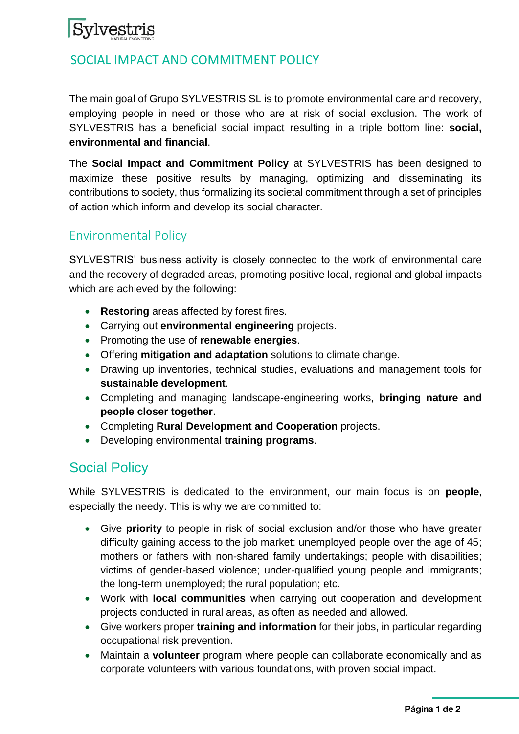Sylvestris
NATURAL ENGINEERING

# SOCIAL IMPACT AND COMMITMENT POLICY

The main goal of Grupo SYLVESTRIS SL is to promote environmental care and recovery, employing people in need or those who are at risk of social exclusion. The work of SYLVESTRIS has a beneficial social impact resulting in a triple bottom line: **social, environmental and financial**.

The **Social Impact and Commitment Policy** at SYLVESTRIS has been designed to maximize these positive results by managing, optimizing and disseminating its contributions to society, thus formalizing its societal commitment through a set of principles of action which inform and develop its social character.

## Environmental Policy

SYLVESTRIS' business activity is closely connected to the work of environmental care and the recovery of degraded areas, promoting positive local, regional and global impacts which are achieved by the following:

- **Restoring** areas affected by forest fires.
- Carrying out **environmental engineering** projects.
- Promoting the use of **renewable energies**.
- Offering **mitigation and adaptation** solutions to climate change.
- Drawing up inventories, technical studies, evaluations and management tools for **sustainable development**.
- Completing and managing landscape-engineering works, **bringing nature and people closer together**.
- Completing **Rural Development and Cooperation** projects.
- Developing environmental **training programs**.

## Social Policy

While SYLVESTRIS is dedicated to the environment, our main focus is on **people**, especially the needy. This is why we are committed to:

- Give **priority** to people in risk of social exclusion and/or those who have greater difficulty gaining access to the job market: unemployed people over the age of 45; mothers or fathers with non-shared family undertakings; people with disabilities; victims of gender-based violence; under-qualified young people and immigrants; the long-term unemployed; the rural population; etc.
- Work with **local communities** when carrying out cooperation and development projects conducted in rural areas, as often as needed and allowed.
- Give workers proper **training and information** for their jobs, in particular regarding occupational risk prevention.
- Maintain a **volunteer** program where people can collaborate economically and as corporate volunteers with various foundations, with proven social impact.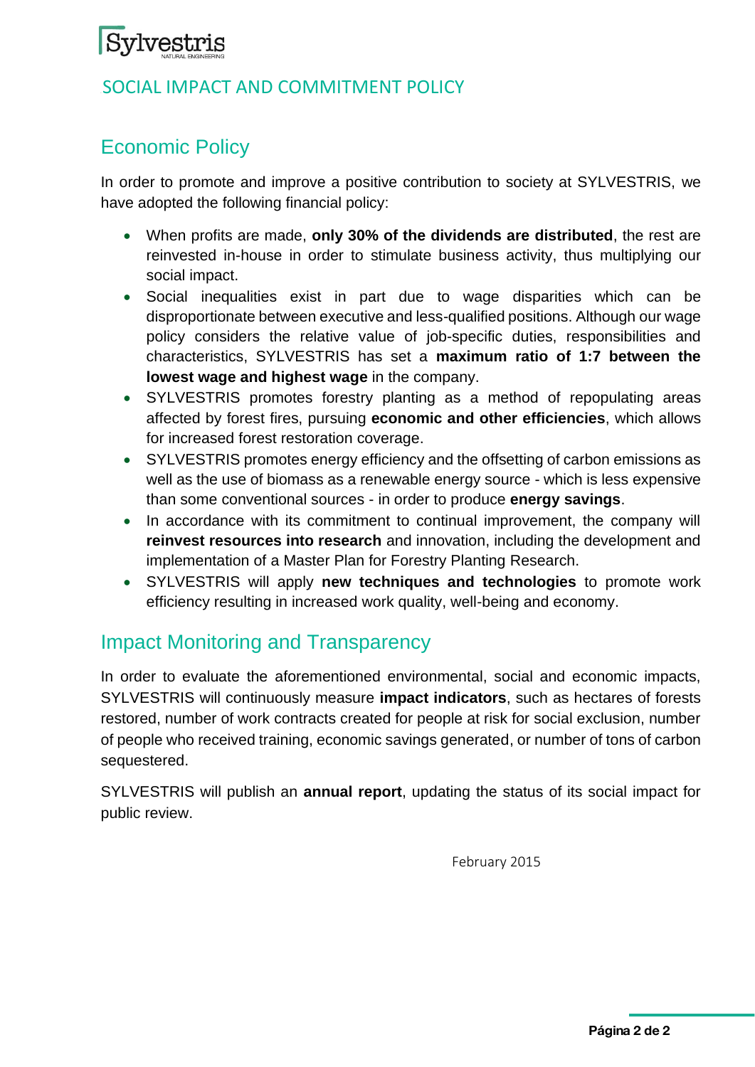## SOCIAL IMPACT AND COMMITMENT POLICY

## Economic Policy

In order to promote and improve a positive contribution to society at SYLVESTRIS, we have adopted the following financial policy:

- When profits are made, **only 30% of the dividends are distributed**, the rest are reinvested in-house in order to stimulate business activity, thus multiplying our social impact.
- Social inequalities exist in part due to wage disparities which can be disproportionate between executive and less-qualified positions. Although our wage policy considers the relative value of job-specific duties, responsibilities and characteristics, SYLVESTRIS has set a **maximum ratio of 1:7 between the lowest wage and highest wage** in the company.
- SYLVESTRIS promotes forestry planting as a method of repopulating areas affected by forest fires, pursuing **economic and other efficiencies**, which allows for increased forest restoration coverage.
- SYLVESTRIS promotes energy efficiency and the offsetting of carbon emissions as well as the use of biomass as a renewable energy source - which is less expensive than some conventional sources - in order to produce **energy savings**.
- In accordance with its commitment to continual improvement, the company will **reinvest resources into research** and innovation, including the development and implementation of a Master Plan for Forestry Planting Research.
- SYLVESTRIS will apply **new techniques and technologies** to promote work efficiency resulting in increased work quality, well-being and economy.

## Impact Monitoring and Transparency

In order to evaluate the aforementioned environmental, social and economic impacts, SYLVESTRIS will continuously measure **impact indicators**, such as hectares of forests restored, number of work contracts created for people at risk for social exclusion, number of people who received training, economic savings generated, or number of tons of carbon sequestered.

SYLVESTRIS will publish an **annual report**, updating the status of its social impact for public review.

February 2015